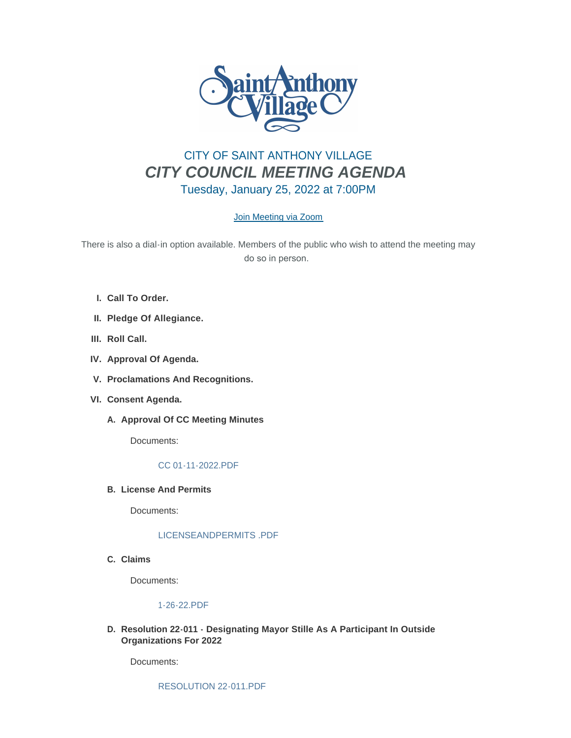# CITY OF SAINT ANTHONY VILLAGE

## *CITY COUNCIL MEETING AGENDA*

### Tuesday, January 25, 2022 at 7:00PM

Join Meeting via Zoom

There is also a dial-in option available. Members of the public who wish to attend the meeting may do so in person.

I. **Call To Order.**

II. **Pledge Of Allegiance.**

III. **Roll Call.**

IV. **Approval Of Agenda.**

V. **Proclamations And Recognitions.**

VI. **Consent Agenda.**

A. **Approval Of CC Meeting Minutes**

Documents:

CC 01-11-2022.PDF

B. **License And Permits**

Documents:

LICENSEANDPERMITS .PDF

C. **Claims**

Documents:

1-26-22.PDF

D. **Resolution 22-011 - Designating Mayor Stille As A Participant In Outside Organizations For 2022**

Documents:

RESOLUTION 22-011.PDF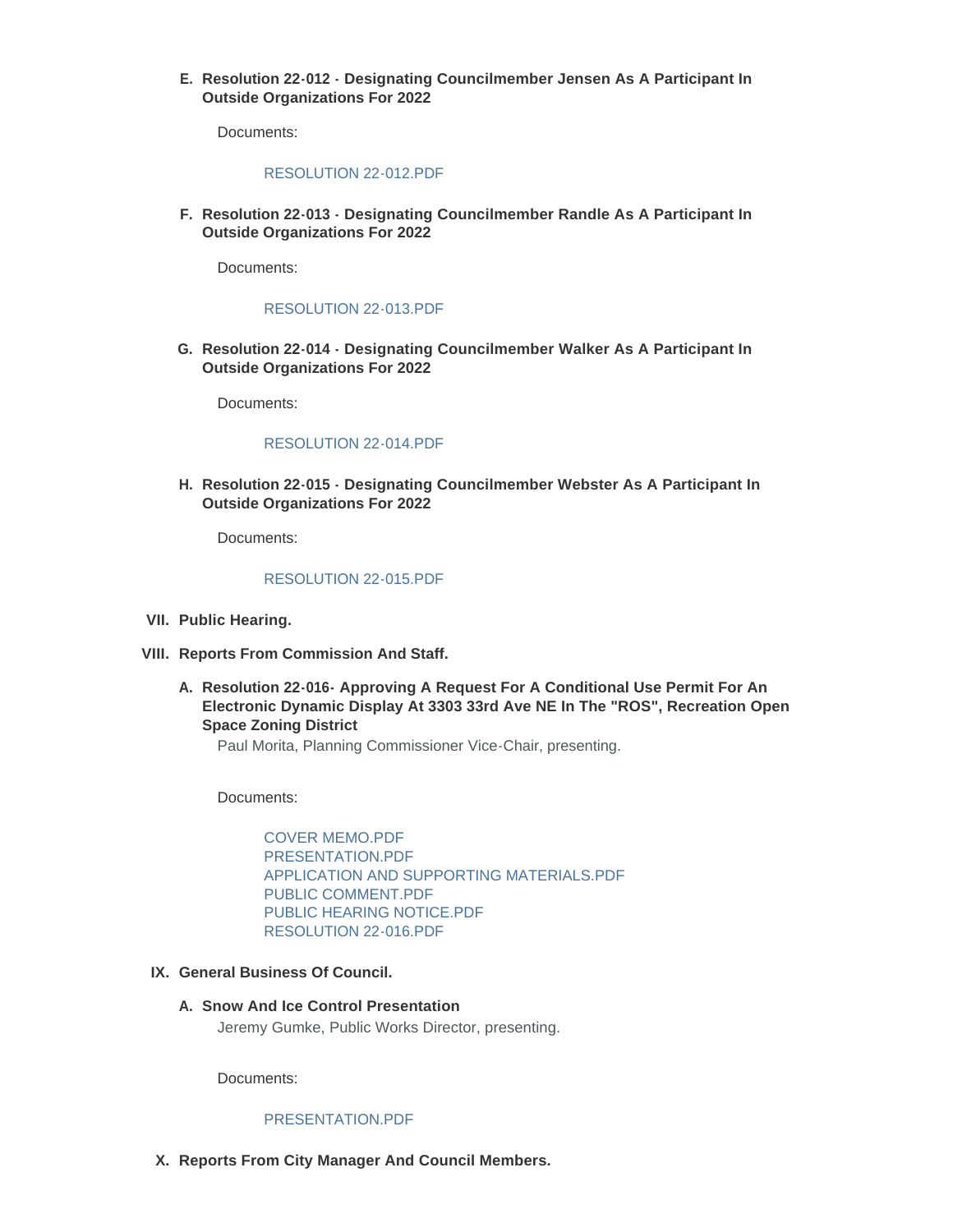E. **Resolution 22-012 - Designating Councilmember Jensen As A Participant In Outside Organizations For 2022**

Documents:

RESOLUTION 22-012.PDF

F. **Resolution 22-013 - Designating Councilmember Randle As A Participant In Outside Organizations For 2022**

Documents:

RESOLUTION 22-013.PDF

G. **Resolution 22-014 - Designating Councilmember Walker As A Participant In Outside Organizations For 2022**

Documents:

RESOLUTION 22-014.PDF

H. **Resolution 22-015 - Designating Councilmember Webster As A Participant In Outside Organizations For 2022**

Documents:

RESOLUTION 22-015.PDF

VII. **Public Hearing.**

VIII. **Reports From Commission And Staff.**

A. **Resolution 22-016- Approving A Request For A Conditional Use Permit For An Electronic Dynamic Display At 3303 33rd Ave NE In The "ROS", Recreation Open Space Zoning District**

Paul Morita, Planning Commissioner Vice-Chair, presenting.

Documents:

COVER MEMO.PDF
PRESENTATION.PDF
APPLICATION AND SUPPORTING MATERIALS.PDF
PUBLIC COMMENT.PDF
PUBLIC HEARING NOTICE.PDF
RESOLUTION 22-016.PDF

IX. **General Business Of Council.**

A. **Snow And Ice Control Presentation**

Jeremy Gumke, Public Works Director, presenting.

Documents:

PRESENTATION.PDF

X. **Reports From City Manager And Council Members.**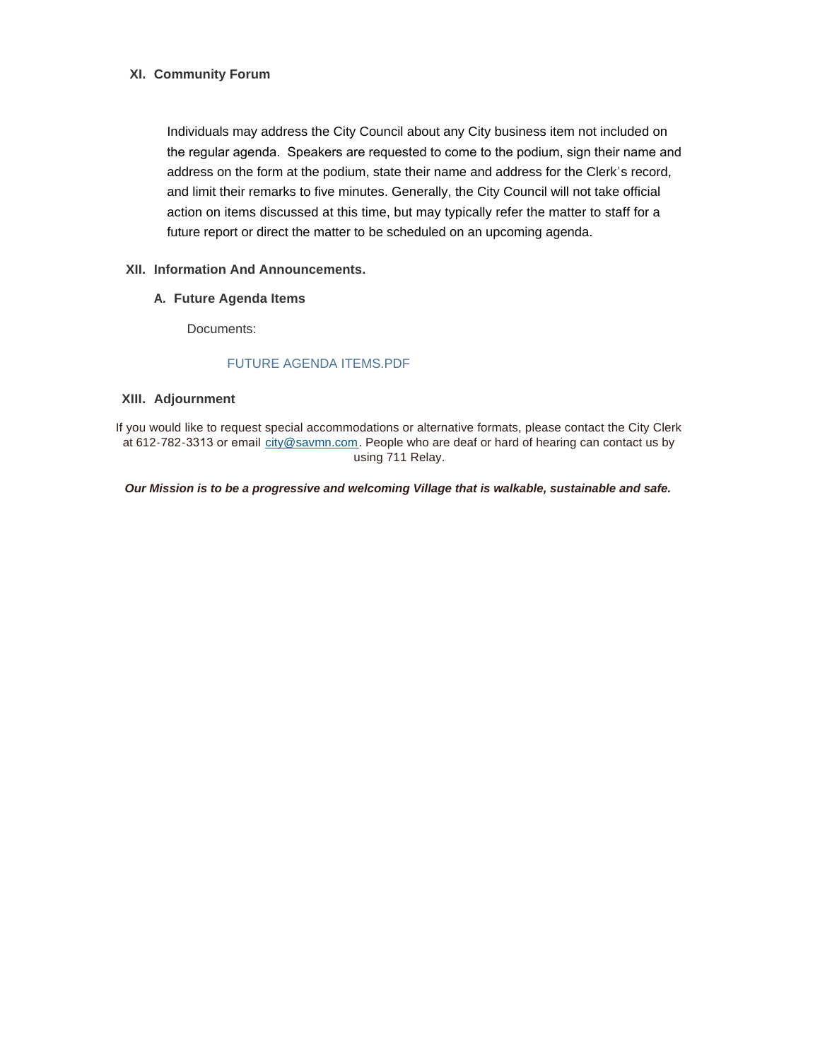## XI. Community Forum

Individuals may address the City Council about any City business item not included on the regular agenda. Speakers are requested to come to the podium, sign their name and address on the form at the podium, state their name and address for the Clerk's record, and limit their remarks to five minutes. Generally, the City Council will not take official action on items discussed at this time, but may typically refer the matter to staff for a future report or direct the matter to be scheduled on an upcoming agenda.

## XII. Information And Announcements.

### A. Future Agenda Items

Documents:

FUTURE AGENDA ITEMS.PDF

## XIII. Adjournment

If you would like to request special accommodations or alternative formats, please contact the City Clerk at 612-782-3313 or email city@savmn.com. People who are deaf or hard of hearing can contact us by using 711 Relay.

***Our Mission is to be a progressive and welcoming Village that is walkable, sustainable and safe.***